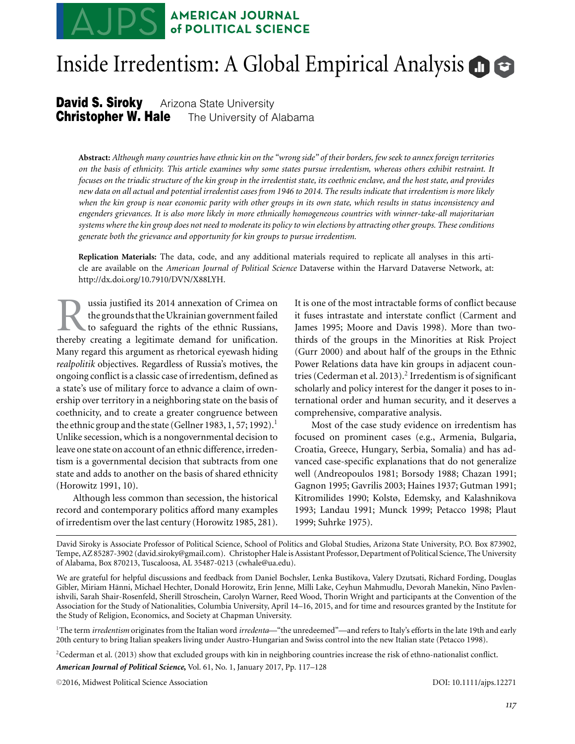# Inside Irredentism: A Global Empirical Analysis

**David S. Siroky** Arizona State University
**Christopher W. Hale** The University of Alabama

**Abstract:** *Although many countries have ethnic kin on the "wrong side" of their borders, few seek to annex foreign territories on the basis of ethnicity. This article examines why some states pursue irredentism, whereas others exhibit restraint. It focuses on the triadic structure of the kin group in the irredentist state, its coethnic enclave, and the host state, and provides new data on all actual and potential irredentist cases from 1946 to 2014. The results indicate that irredentism is more likely when the kin group is near economic parity with other groups in its own state, which results in status inconsistency and engenders grievances. It is also more likely in more ethnically homogeneous countries with winner-take-all majoritarian systems where the kin group does not need to moderate its policy to win elections by attracting other groups. These conditions generate both the grievance and opportunity for kin groups to pursue irredentism.*

**Replication Materials:** The data, code, and any additional materials required to replicate all analyses in this article are available on the *American Journal of Political Science* Dataverse within the Harvard Dataverse Network, at: http://dx.doi.org/10.7910/DVN/X88LYH.

Russia justified its 2014 annexation of Crimea on the grounds that the Ukrainian government failed to safeguard the rights of the ethnic Russians, thereby creating a legitimate demand for unification. Many regard this argument as rhetorical eyewash hiding *realpolitik* objectives. Regardless of Russia's motives, the ongoing conflict is a classic case of irredentism, defined as a state's use of military force to advance a claim of ownership over territory in a neighboring state on the basis of coethnicity, and to create a greater congruence between the ethnic group and the state (Gellner 1983, 1, 57; 1992).[1] Unlike secession, which is a nongovernmental decision to leave one state on account of an ethnic difference, irredentism is a governmental decision that subtracts from one state and adds to another on the basis of shared ethnicity (Horowitz 1991, 10).

Although less common than secession, the historical record and contemporary politics afford many examples of irredentism over the last century (Horowitz 1985, 281). It is one of the most intractable forms of conflict because it fuses intrastate and interstate conflict (Carment and James 1995; Moore and Davis 1998). More than two-thirds of the groups in the Minorities at Risk Project (Gurr 2000) and about half of the groups in the Ethnic Power Relations data have kin groups in adjacent countries (Cederman et al. 2013).[2] Irredentism is of significant scholarly and policy interest for the danger it poses to international order and human security, and it deserves a comprehensive, comparative analysis.

Most of the case study evidence on irredentism has focused on prominent cases (e.g., Armenia, Bulgaria, Croatia, Greece, Hungary, Serbia, Somalia) and has advanced case-specific explanations that do not generalize well (Andreopoulos 1981; Borsody 1988; Chazan 1991; Gagnon 1995; Gavrilis 2003; Haines 1937; Gutman 1991; Kitromilides 1990; Kolstø, Edemsky, and Kalashnikova 1993; Landau 1991; Munck 1999; Petacco 1998; Plaut 1999; Suhrke 1975).

David Siroky is Associate Professor of Political Science, School of Politics and Global Studies, Arizona State University, P.O. Box 873902, Tempe, AZ 85287-3902 (david.siroky@gmail.com). Christopher Hale is Assistant Professor, Department of Political Science, The University of Alabama, Box 870213, Tuscaloosa, AL 35487-0213 (cwhale@ua.edu).

We are grateful for helpful discussions and feedback from Daniel Bochsler, Lenka Bustikova, Valery Dzutsati, Richard Fording, Douglas Gibler, Miriam Hänni, Michael Hechter, Donald Horowitz, Erin Jenne, Milli Lake, Ceyhun Mahmudlu, Devorah Manekin, Nino Pavlenishvili, Sarah Shair-Rosenfeld, Sherill Stroschein, Carolyn Warner, Reed Wood, Thorin Wright and participants at the Convention of the Association for the Study of Nationalities, Columbia University, April 14–16, 2015, and for time and resources granted by the Institute for the Study of Religion, Economics, and Society at Chapman University.

[1]The term *irredentism* originates from the Italian word *irredenta*—"the unredeemed"—and refers to Italy's efforts in the late 19th and early 20th century to bring Italian speakers living under Austro-Hungarian and Swiss control into the new Italian state (Petacco 1998).

[2]Cederman et al. (2013) show that excluded groups with kin in neighboring countries increase the risk of ethno-nationalist conflict.

©2016, Midwest Political Science Association DOI: 10.1111/ajps.12271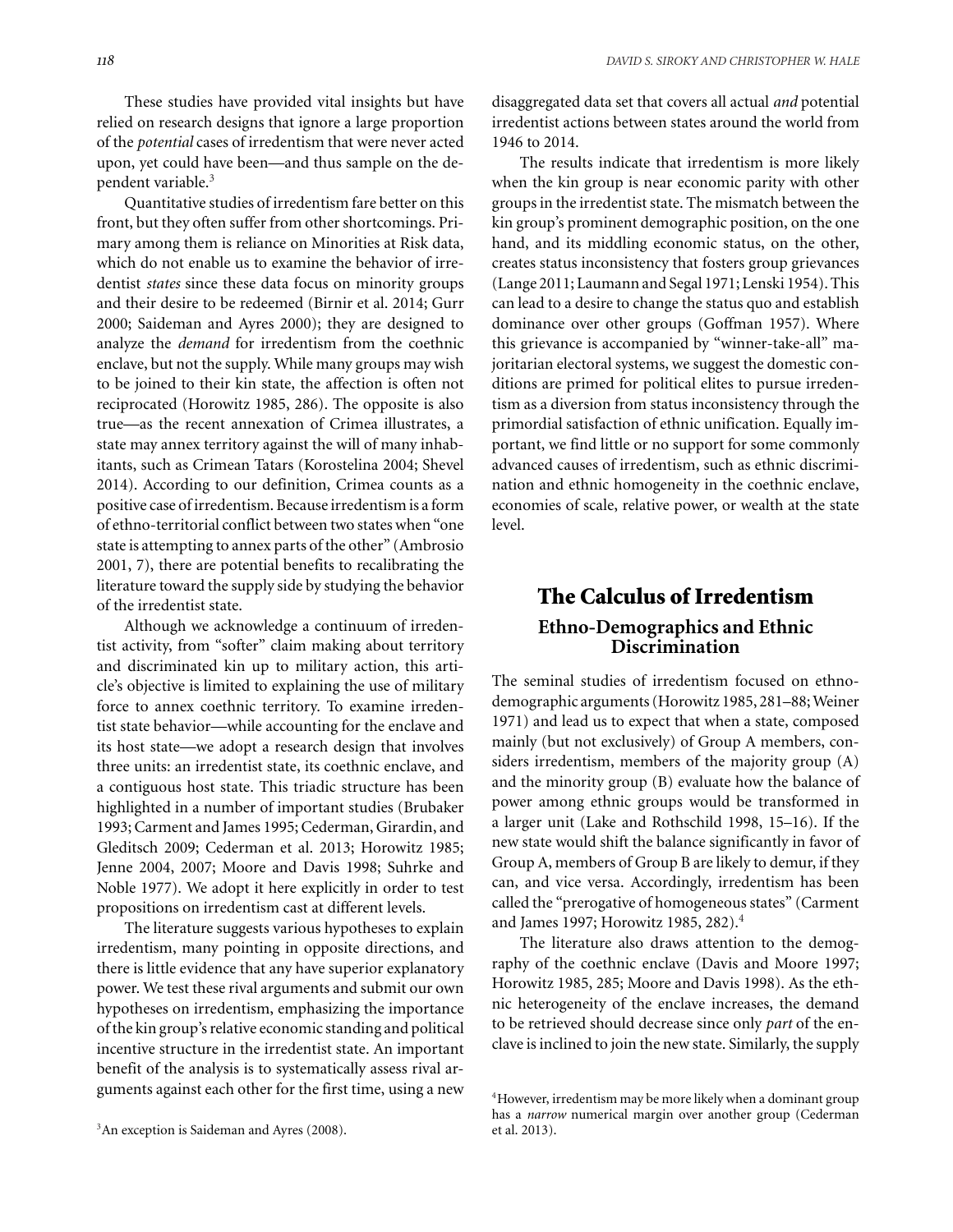These studies have provided vital insights but have relied on research designs that ignore a large proportion of the *potential* cases of irredentism that were never acted upon, yet could have been—and thus sample on the dependent variable.[3]

Quantitative studies of irredentism fare better on this front, but they often suffer from other shortcomings. Primary among them is reliance on Minorities at Risk data, which do not enable us to examine the behavior of irredentist *states* since these data focus on minority groups and their desire to be redeemed (Birnir et al. 2014; Gurr 2000; Saideman and Ayres 2000); they are designed to analyze the *demand* for irredentism from the coethnic enclave, but not the supply. While many groups may wish to be joined to their kin state, the affection is often not reciprocated (Horowitz 1985, 286). The opposite is also true—as the recent annexation of Crimea illustrates, a state may annex territory against the will of many inhabitants, such as Crimean Tatars (Korostelina 2004; Shevel 2014). According to our definition, Crimea counts as a positive case of irredentism. Because irredentism is a form of ethno-territorial conflict between two states when "one state is attempting to annex parts of the other" (Ambrosio 2001, 7), there are potential benefits to recalibrating the literature toward the supply side by studying the behavior of the irredentist state.

Although we acknowledge a continuum of irredentist activity, from "softer" claim making about territory and discriminated kin up to military action, this article's objective is limited to explaining the use of military force to annex coethnic territory. To examine irredentist state behavior—while accounting for the enclave and its host state—we adopt a research design that involves three units: an irredentist state, its coethnic enclave, and a contiguous host state. This triadic structure has been highlighted in a number of important studies (Brubaker 1993; Carment and James 1995; Cederman, Girardin, and Gleditsch 2009; Cederman et al. 2013; Horowitz 1985; Jenne 2004, 2007; Moore and Davis 1998; Suhrke and Noble 1977). We adopt it here explicitly in order to test propositions on irredentism cast at different levels.

The literature suggests various hypotheses to explain irredentism, many pointing in opposite directions, and there is little evidence that any have superior explanatory power. We test these rival arguments and submit our own hypotheses on irredentism, emphasizing the importance of the kin group's relative economic standing and political incentive structure in the irredentist state. An important benefit of the analysis is to systematically assess rival arguments against each other for the first time, using a new disaggregated data set that covers all actual *and* potential irredentist actions between states around the world from 1946 to 2014.

The results indicate that irredentism is more likely when the kin group is near economic parity with other groups in the irredentist state. The mismatch between the kin group's prominent demographic position, on the one hand, and its middling economic status, on the other, creates status inconsistency that fosters group grievances (Lange 2011; Laumann and Segal 1971; Lenski 1954). This can lead to a desire to change the status quo and establish dominance over other groups (Goffman 1957). Where this grievance is accompanied by "winner-take-all" majoritarian electoral systems, we suggest the domestic conditions are primed for political elites to pursue irredentism as a diversion from status inconsistency through the primordial satisfaction of ethnic unification. Equally important, we find little or no support for some commonly advanced causes of irredentism, such as ethnic discrimination and ethnic homogeneity in the coethnic enclave, economies of scale, relative power, or wealth at the state level.

## The Calculus of Irredentism

### Ethno-Demographics and Ethnic Discrimination

The seminal studies of irredentism focused on ethno-demographic arguments (Horowitz 1985, 281–88; Weiner 1971) and lead us to expect that when a state, composed mainly (but not exclusively) of Group A members, considers irredentism, members of the majority group (A) and the minority group (B) evaluate how the balance of power among ethnic groups would be transformed in a larger unit (Lake and Rothschild 1998, 15–16). If the new state would shift the balance significantly in favor of Group A, members of Group B are likely to demur, if they can, and vice versa. Accordingly, irredentism has been called the "prerogative of homogeneous states" (Carment and James 1997; Horowitz 1985, 282).[4]

The literature also draws attention to the demography of the coethnic enclave (Davis and Moore 1997; Horowitz 1985, 285; Moore and Davis 1998). As the ethnic heterogeneity of the enclave increases, the demand to be retrieved should decrease since only *part* of the enclave is inclined to join the new state. Similarly, the supply

[3] An exception is Saideman and Ayres (2008).

[4] However, irredentism may be more likely when a dominant group has a *narrow* numerical margin over another group (Cederman et al. 2013).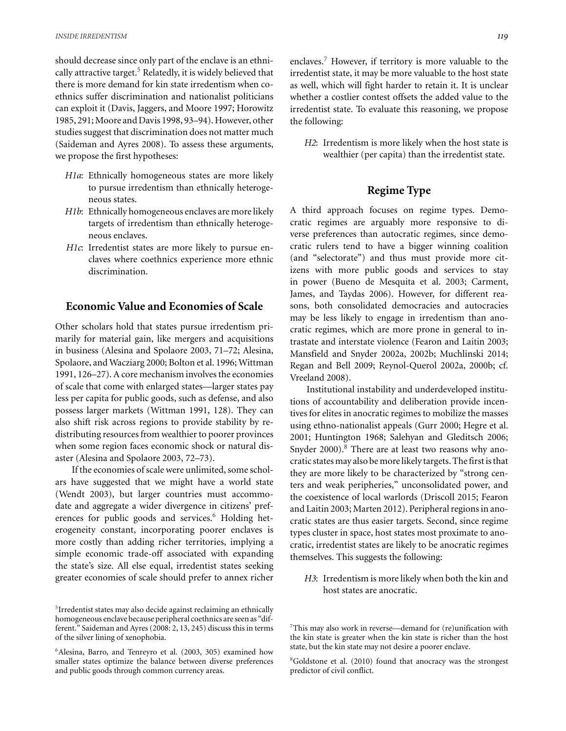should decrease since only part of the enclave is an ethnically attractive target.[5] Relatedly, it is widely believed that there is more demand for kin state irredentism when coethnics suffer discrimination and nationalist politicians can exploit it (Davis, Jaggers, and Moore 1997; Horowitz 1985, 291; Moore and Davis 1998, 93–94). However, other studies suggest that discrimination does not matter much (Saideman and Ayres 2008). To assess these arguments, we propose the first hypotheses:

- *H1a*: Ethnically homogeneous states are more likely to pursue irredentism than ethnically heterogeneous states.
- *H1b*: Ethnically homogeneous enclaves are more likely targets of irredentism than ethnically heterogeneous enclaves.
- *H1c*: Irredentist states are more likely to pursue enclaves where coethnics experience more ethnic discrimination.

## Economic Value and Economies of Scale

Other scholars hold that states pursue irredentism primarily for material gain, like mergers and acquisitions in business (Alesina and Spolaore 2003, 71–72; Alesina, Spolaore, and Wacziarg 2000; Bolton et al. 1996; Wittman 1991, 126–27). A core mechanism involves the economies of scale that come with enlarged states—larger states pay less per capita for public goods, such as defense, and also possess larger markets (Wittman 1991, 128). They can also shift risk across regions to provide stability by redistributing resources from wealthier to poorer provinces when some region faces economic shock or natural disaster (Alesina and Spolaore 2003, 72–73).

If the economies of scale were unlimited, some scholars have suggested that we might have a world state (Wendt 2003), but larger countries must accommodate and aggregate a wider divergence in citizens' preferences for public goods and services.[6] Holding heterogeneity constant, incorporating poorer enclaves is more costly than adding richer territories, implying a simple economic trade-off associated with expanding the state's size. All else equal, irredentist states seeking greater economies of scale should prefer to annex richer enclaves.[7] However, if territory is more valuable to the irredentist state, it may be more valuable to the host state as well, which will fight harder to retain it. It is unclear whether a costlier contest offsets the added value to the irredentist state. To evaluate this reasoning, we propose the following:

- *H2*: Irredentism is more likely when the host state is wealthier (per capita) than the irredentist state.

## Regime Type

A third approach focuses on regime types. Democratic regimes are arguably more responsive to diverse preferences than autocratic regimes, since democratic rulers tend to have a bigger winning coalition (and "selectorate") and thus must provide more citizens with more public goods and services to stay in power (Bueno de Mesquita et al. 2003; Carment, James, and Taydas 2006). However, for different reasons, both consolidated democracies and autocracies may be less likely to engage in irredentism than anocratic regimes, which are more prone in general to intrastate and interstate violence (Fearon and Laitin 2003; Mansfield and Snyder 2002a, 2002b; Muchlinski 2014; Regan and Bell 2009; Reynol-Querol 2002a, 2000b; cf. Vreeland 2008).

Institutional instability and underdeveloped institutions of accountability and deliberation provide incentives for elites in anocratic regimes to mobilize the masses using ethno-nationalist appeals (Gurr 2000; Hegre et al. 2001; Huntington 1968; Salehyan and Gleditsch 2006; Snyder 2000).[8] There are at least two reasons why anocratic states may also be more likely targets. The first is that they are more likely to be characterized by "strong centers and weak peripheries," unconsolidated power, and the coexistence of local warlords (Driscoll 2015; Fearon and Laitin 2003; Marten 2012). Peripheral regions in anocratic states are thus easier targets. Second, since regime types cluster in space, host states most proximate to anocratic, irredentist states are likely to be anocratic regimes themselves. This suggests the following:

- *H3*: Irredentism is more likely when both the kin and host states are anocratic.

---

[5] Irredentist states may also decide against reclaiming an ethnically homogeneous enclave because peripheral coethnics are seen as "different." Saideman and Ayres (2008: 2, 13, 245) discuss this in terms of the silver lining of xenophobia.

[6] Alesina, Barro, and Tenreyro et al. (2003, 305) examined how smaller states optimize the balance between diverse preferences and public goods through common currency areas.

[7] This may also work in reverse—demand for (re)unification with the kin state is greater when the kin state is richer than the host state, but the kin state may not desire a poorer enclave.

[8] Goldstone et al. (2010) found that anocracy was the strongest predictor of civil conflict.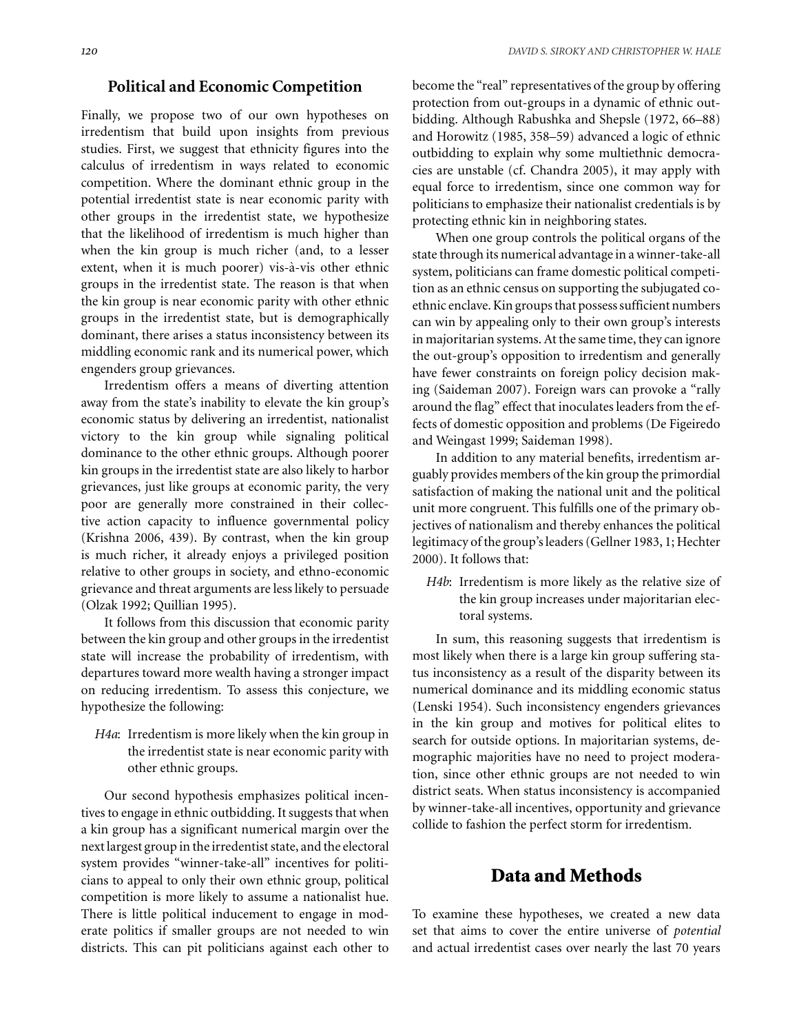## Political and Economic Competition

Finally, we propose two of our own hypotheses on irredentism that build upon insights from previous studies. First, we suggest that ethnicity figures into the calculus of irredentism in ways related to economic competition. Where the dominant ethnic group in the potential irredentist state is near economic parity with other groups in the irredentist state, we hypothesize that the likelihood of irredentism is much higher than when the kin group is much richer (and, to a lesser extent, when it is much poorer) vis-à-vis other ethnic groups in the irredentist state. The reason is that when the kin group is near economic parity with other ethnic groups in the irredentist state, but is demographically dominant, there arises a status inconsistency between its middling economic rank and its numerical power, which engenders group grievances.

Irredentism offers a means of diverting attention away from the state's inability to elevate the kin group's economic status by delivering an irredentist, nationalist victory to the kin group while signaling political dominance to the other ethnic groups. Although poorer kin groups in the irredentist state are also likely to harbor grievances, just like groups at economic parity, the very poor are generally more constrained in their collective action capacity to influence governmental policy (Krishna 2006, 439). By contrast, when the kin group is much richer, it already enjoys a privileged position relative to other groups in society, and ethno-economic grievance and threat arguments are less likely to persuade (Olzak 1992; Quillian 1995).

It follows from this discussion that economic parity between the kin group and other groups in the irredentist state will increase the probability of irredentism, with departures toward more wealth having a stronger impact on reducing irredentism. To assess this conjecture, we hypothesize the following:

*H4a*: Irredentism is more likely when the kin group in the irredentist state is near economic parity with other ethnic groups.

Our second hypothesis emphasizes political incentives to engage in ethnic outbidding. It suggests that when a kin group has a significant numerical margin over the next largest group in the irredentist state, and the electoral system provides "winner-take-all" incentives for politicians to appeal to only their own ethnic group, political competition is more likely to assume a nationalist hue. There is little political inducement to engage in moderate politics if smaller groups are not needed to win districts. This can pit politicians against each other to become the "real" representatives of the group by offering protection from out-groups in a dynamic of ethnic outbidding. Although Rabushka and Shepsle (1972, 66–88) and Horowitz (1985, 358–59) advanced a logic of ethnic outbidding to explain why some multiethnic democracies are unstable (cf. Chandra 2005), it may apply with equal force to irredentism, since one common way for politicians to emphasize their nationalist credentials is by protecting ethnic kin in neighboring states.

When one group controls the political organs of the state through its numerical advantage in a winner-take-all system, politicians can frame domestic political competition as an ethnic census on supporting the subjugated coethnic enclave. Kin groups that possess sufficient numbers can win by appealing only to their own group's interests in majoritarian systems. At the same time, they can ignore the out-group's opposition to irredentism and generally have fewer constraints on foreign policy decision making (Saideman 2007). Foreign wars can provoke a "rally around the flag" effect that inoculates leaders from the effects of domestic opposition and problems (De Figeiredo and Weingast 1999; Saideman 1998).

In addition to any material benefits, irredentism arguably provides members of the kin group the primordial satisfaction of making the national unit and the political unit more congruent. This fulfills one of the primary objectives of nationalism and thereby enhances the political legitimacy of the group's leaders (Gellner 1983, 1; Hechter 2000). It follows that:

*H4b*: Irredentism is more likely as the relative size of the kin group increases under majoritarian electoral systems.

In sum, this reasoning suggests that irredentism is most likely when there is a large kin group suffering status inconsistency as a result of the disparity between its numerical dominance and its middling economic status (Lenski 1954). Such inconsistency engenders grievances in the kin group and motives for political elites to search for outside options. In majoritarian systems, demographic majorities have no need to project moderation, since other ethnic groups are not needed to win district seats. When status inconsistency is accompanied by winner-take-all incentives, opportunity and grievance collide to fashion the perfect storm for irredentism.

# Data and Methods

To examine these hypotheses, we created a new data set that aims to cover the entire universe of *potential* and actual irredentist cases over nearly the last 70 years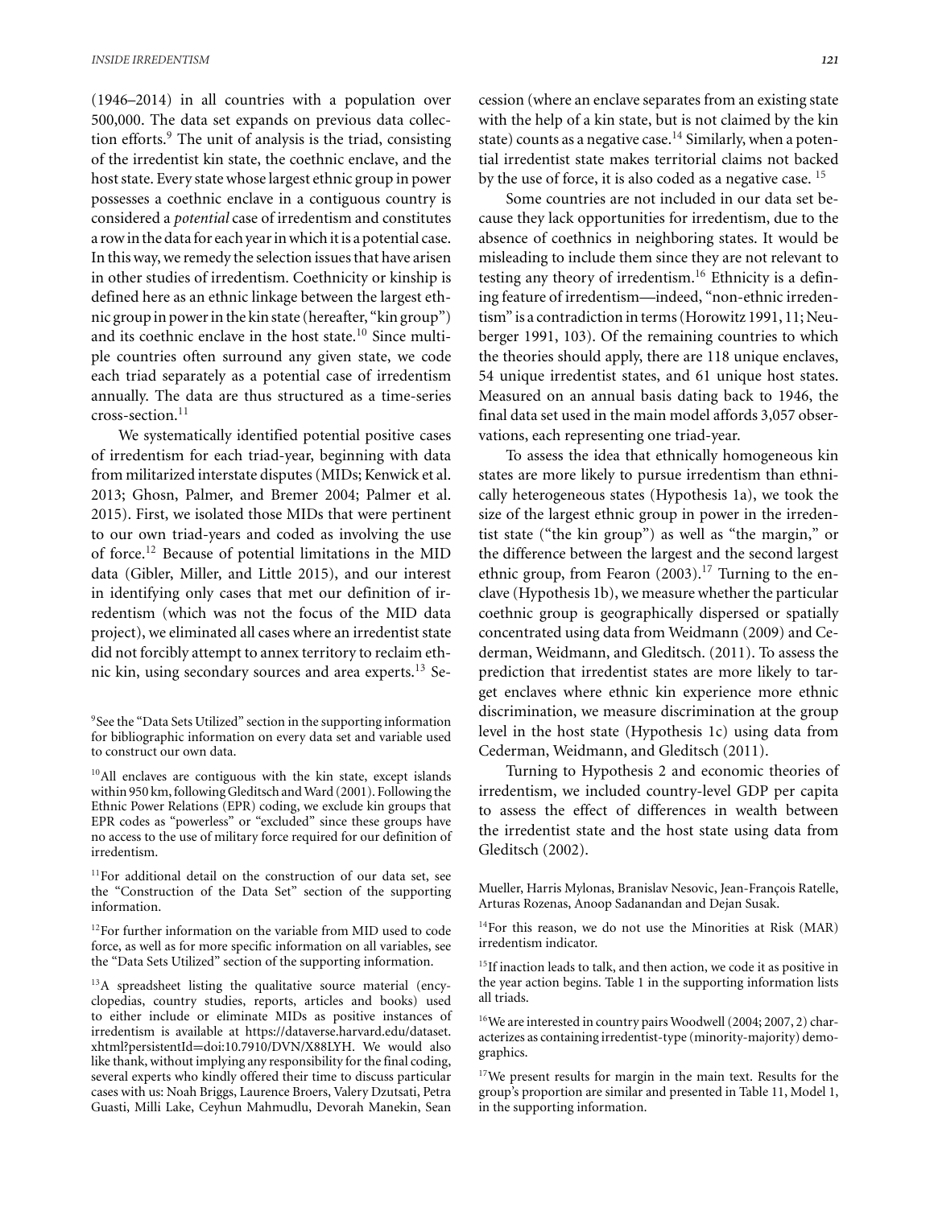(1946–2014) in all countries with a population over 500,000. The data set expands on previous data collection efforts.[9] The unit of analysis is the triad, consisting of the irredentist kin state, the coethnic enclave, and the host state. Every state whose largest ethnic group in power possesses a coethnic enclave in a contiguous country is considered a *potential* case of irredentism and constitutes a row in the data for each year in which it is a potential case. In this way, we remedy the selection issues that have arisen in other studies of irredentism. Coethnicity or kinship is defined here as an ethnic linkage between the largest ethnic group in power in the kin state (hereafter, "kin group") and its coethnic enclave in the host state.[10] Since multiple countries often surround any given state, we code each triad separately as a potential case of irredentism annually. The data are thus structured as a time-series cross-section.[11]

We systematically identified potential positive cases of irredentism for each triad-year, beginning with data from militarized interstate disputes (MIDs; Kenwick et al. 2013; Ghosn, Palmer, and Bremer 2004; Palmer et al. 2015). First, we isolated those MIDs that were pertinent to our own triad-years and coded as involving the use of force.[12] Because of potential limitations in the MID data (Gibler, Miller, and Little 2015), and our interest in identifying only cases that met our definition of irredentism (which was not the focus of the MID data project), we eliminated all cases where an irredentist state did not forcibly attempt to annex territory to reclaim ethnic kin, using secondary sources and area experts.[13] Secession (where an enclave separates from an existing state with the help of a kin state, but is not claimed by the kin state) counts as a negative case.[14] Similarly, when a potential irredentist state makes territorial claims not backed by the use of force, it is also coded as a negative case.[15]

Some countries are not included in our data set because they lack opportunities for irredentism, due to the absence of coethnics in neighboring states. It would be misleading to include them since they are not relevant to testing any theory of irredentism.[16] Ethnicity is a defining feature of irredentism—indeed, "non-ethnic irredentism" is a contradiction in terms (Horowitz 1991, 11; Neuberger 1991, 103). Of the remaining countries to which the theories should apply, there are 118 unique enclaves, 54 unique irredentist states, and 61 unique host states. Measured on an annual basis dating back to 1946, the final data set used in the main model affords 3,057 observations, each representing one triad-year.

To assess the idea that ethnically homogeneous kin states are more likely to pursue irredentism than ethnically heterogeneous states (Hypothesis 1a), we took the size of the largest ethnic group in power in the irredentist state ("the kin group") as well as "the margin," or the difference between the largest and the second largest ethnic group, from Fearon (2003).[17] Turning to the enclave (Hypothesis 1b), we measure whether the particular coethnic group is geographically dispersed or spatially concentrated using data from Weidmann (2009) and Cederman, Weidmann, and Gleditsch. (2011). To assess the prediction that irredentist states are more likely to target enclaves where ethnic kin experience more ethnic discrimination, we measure discrimination at the group level in the host state (Hypothesis 1c) using data from Cederman, Weidmann, and Gleditsch (2011).

Turning to Hypothesis 2 and economic theories of irredentism, we included country-level GDP per capita to assess the effect of differences in wealth between the irredentist state and the host state using data from Gleditsch (2002).

---

[9] See the "Data Sets Utilized" section in the supporting information for bibliographic information on every data set and variable used to construct our own data.

[10] All enclaves are contiguous with the kin state, except islands within 950 km, following Gleditsch and Ward (2001). Following the Ethnic Power Relations (EPR) coding, we exclude kin groups that EPR codes as "powerless" or "excluded" since these groups have no access to the use of military force required for our definition of irredentism.

[11] For additional detail on the construction of our data set, see the "Construction of the Data Set" section of the supporting information.

[12] For further information on the variable from MID used to code force, as well as for more specific information on all variables, see the "Data Sets Utilized" section of the supporting information.

[13] A spreadsheet listing the qualitative source material (encyclopedias, country studies, reports, articles and books) used to either include or eliminate MIDs as positive instances of irredentism is available at https://dataverse.harvard.edu/dataset.xhtml?persistentId=doi:10.7910/DVN/X88LYH. We would also like thank, without implying any responsibility for the final coding, several experts who kindly offered their time to discuss particular cases with us: Noah Briggs, Laurence Broers, Valery Dzutsati, Petra Guasti, Milli Lake, Ceyhun Mahmudlu, Devorah Manekin, Sean Mueller, Harris Mylonas, Branislav Nesovic, Jean-François Ratelle, Arturas Rozenas, Anoop Sadanandan and Dejan Susak.

[14] For this reason, we do not use the Minorities at Risk (MAR) irredentism indicator.

[15] If inaction leads to talk, and then action, we code it as positive in the year action begins. Table 1 in the supporting information lists all triads.

[16] We are interested in country pairs Woodwell (2004; 2007, 2) characterizes as containing irredentist-type (minority-majority) demographics.

[17] We present results for margin in the main text. Results for the group's proportion are similar and presented in Table 11, Model 1, in the supporting information.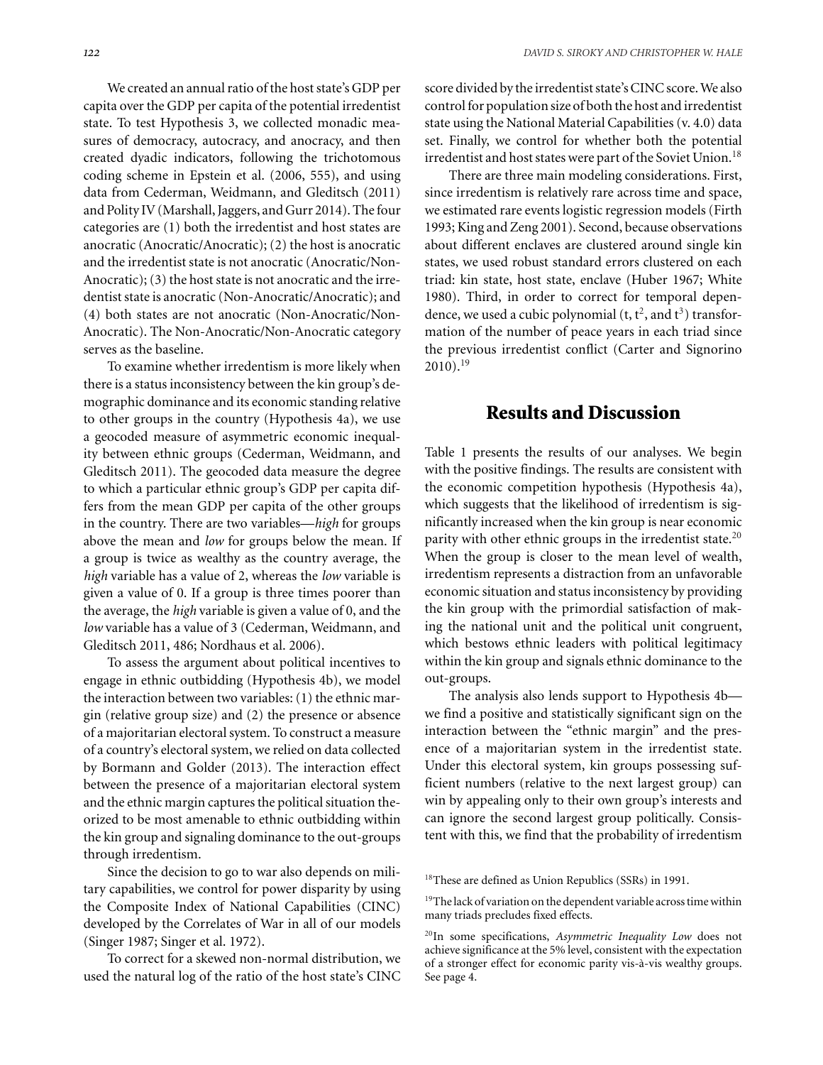We created an annual ratio of the host state's GDP per capita over the GDP per capita of the potential irredentist state. To test Hypothesis 3, we collected monadic measures of democracy, autocracy, and anocracy, and then created dyadic indicators, following the trichotomous coding scheme in Epstein et al. (2006, 555), and using data from Cederman, Weidmann, and Gleditsch (2011) and Polity IV (Marshall, Jaggers, and Gurr 2014). The four categories are (1) both the irredentist and host states are anocratic (Anocratic/Anocratic); (2) the host is anocratic and the irredentist state is not anocratic (Anocratic/Non-Anocratic); (3) the host state is not anocratic and the irredentist state is anocratic (Non-Anocratic/Anocratic); and (4) both states are not anocratic (Non-Anocratic/Non-Anocratic). The Non-Anocratic/Non-Anocratic category serves as the baseline.

To examine whether irredentism is more likely when there is a status inconsistency between the kin group's demographic dominance and its economic standing relative to other groups in the country (Hypothesis 4a), we use a geocoded measure of asymmetric economic inequality between ethnic groups (Cederman, Weidmann, and Gleditsch 2011). The geocoded data measure the degree to which a particular ethnic group's GDP per capita differs from the mean GDP per capita of the other groups in the country. There are two variables—*high* for groups above the mean and *low* for groups below the mean. If a group is twice as wealthy as the country average, the *high* variable has a value of 2, whereas the *low* variable is given a value of 0. If a group is three times poorer than the average, the *high* variable is given a value of 0, and the *low* variable has a value of 3 (Cederman, Weidmann, and Gleditsch 2011, 486; Nordhaus et al. 2006).

To assess the argument about political incentives to engage in ethnic outbidding (Hypothesis 4b), we model the interaction between two variables: (1) the ethnic margin (relative group size) and (2) the presence or absence of a majoritarian electoral system. To construct a measure of a country's electoral system, we relied on data collected by Bormann and Golder (2013). The interaction effect between the presence of a majoritarian electoral system and the ethnic margin captures the political situation theorized to be most amenable to ethnic outbidding within the kin group and signaling dominance to the out-groups through irredentism.

Since the decision to go to war also depends on military capabilities, we control for power disparity by using the Composite Index of National Capabilities (CINC) developed by the Correlates of War in all of our models (Singer 1987; Singer et al. 1972).

To correct for a skewed non-normal distribution, we used the natural log of the ratio of the host state's CINC score divided by the irredentist state's CINC score. We also control for population size of both the host and irredentist state using the National Material Capabilities (v. 4.0) data set. Finally, we control for whether both the potential irredentist and host states were part of the Soviet Union.[18]

There are three main modeling considerations. First, since irredentism is relatively rare across time and space, we estimated rare events logistic regression models (Firth 1993; King and Zeng 2001). Second, because observations about different enclaves are clustered around single kin states, we used robust standard errors clustered on each triad: kin state, host state, enclave (Huber 1967; White 1980). Third, in order to correct for temporal dependence, we used a cubic polynomial (t, $t^2$, and $t^3$) transformation of the number of peace years in each triad since the previous irredentist conflict (Carter and Signorino 2010).[19]

## Results and Discussion

Table 1 presents the results of our analyses. We begin with the positive findings. The results are consistent with the economic competition hypothesis (Hypothesis 4a), which suggests that the likelihood of irredentism is significantly increased when the kin group is near economic parity with other ethnic groups in the irredentist state.[20] When the group is closer to the mean level of wealth, irredentism represents a distraction from an unfavorable economic situation and status inconsistency by providing the kin group with the primordial satisfaction of making the national unit and the political unit congruent, which bestows ethnic leaders with political legitimacy within the kin group and signals ethnic dominance to the out-groups.

The analysis also lends support to Hypothesis 4b—we find a positive and statistically significant sign on the interaction between the "ethnic margin" and the presence of a majoritarian system in the irredentist state. Under this electoral system, kin groups possessing sufficient numbers (relative to the next largest group) can win by appealing only to their own group's interests and can ignore the second largest group politically. Consistent with this, we find that the probability of irredentism

[18] These are defined as Union Republics (SSRs) in 1991.

[19] The lack of variation on the dependent variable across time within many triads precludes fixed effects.

[20] In some specifications, *Asymmetric Inequality Low* does not achieve significance at the 5% level, consistent with the expectation of a stronger effect for economic parity vis-à-vis wealthy groups. See page 4.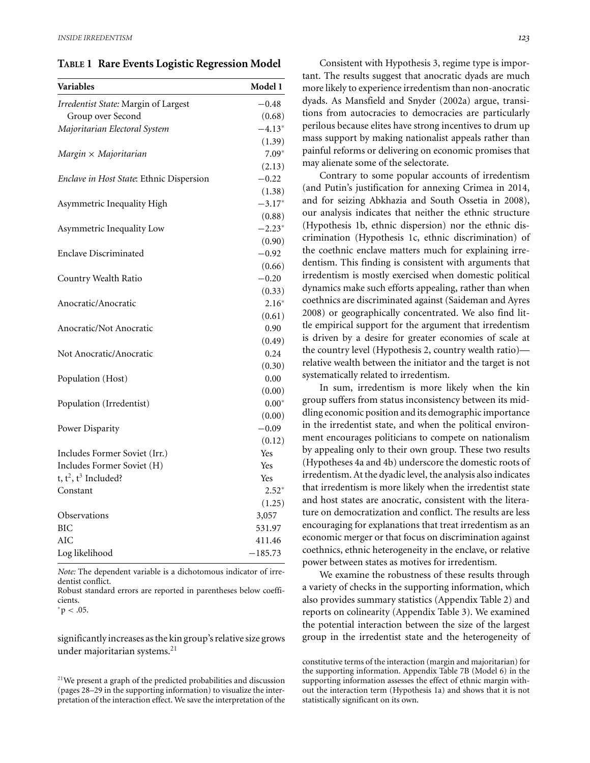**Table 1 Rare Events Logistic Regression Model**

| Variables | Model 1 |
|---|---|
| *Irredentist State:* Margin of Largest Group over Second | −0.48 |
| | (0.68) |
| *Majoritarian Electoral System* | −4.13* |
| | (1.39) |
| *Margin × Majoritarian* | 7.09* |
| | (2.13) |
| *Enclave in Host State*: Ethnic Dispersion | −0.22 |
| | (1.38) |
| Asymmetric Inequality High | −3.17* |
| | (0.88) |
| Asymmetric Inequality Low | −2.23* |
| | (0.90) |
| Enclave Discriminated | −0.92 |
| | (0.66) |
| Country Wealth Ratio | −0.20 |
| | (0.33) |
| Anocratic/Anocratic | 2.16* |
| | (0.61) |
| Anocratic/Not Anocratic | 0.90 |
| | (0.49) |
| Not Anocratic/Anocratic | 0.24 |
| | (0.30) |
| Population (Host) | 0.00 |
| | (0.00) |
| Population (Irredentist) | 0.00* |
| | (0.00) |
| Power Disparity | −0.09 |
| | (0.12) |
| Includes Former Soviet (Irr.) | Yes |
| Includes Former Soviet (H) | Yes |
| t, $t^2$, $t^3$ Included? | Yes |
| Constant | 2.52* |
| | (1.25) |
| Observations | 3,057 |
| BIC | 531.97 |
| AIC | 411.46 |
| Log likelihood | −185.73 |

*Note:* The dependent variable is a dichotomous indicator of irredentist conflict.
Robust standard errors are reported in parentheses below coefficients.
*$p < .05$.

significantly increases as the kin group's relative size grows under majoritarian systems.[21]

Consistent with Hypothesis 3, regime type is important. The results suggest that anocratic dyads are much more likely to experience irredentism than non-anocratic dyads. As Mansfield and Snyder (2002a) argue, transitions from autocracies to democracies are particularly perilous because elites have strong incentives to drum up mass support by making nationalist appeals rather than painful reforms or delivering on economic promises that may alienate some of the selectorate.

Contrary to some popular accounts of irredentism (and Putin's justification for annexing Crimea in 2014, and for seizing Abkhazia and South Ossetia in 2008), our analysis indicates that neither the ethnic structure (Hypothesis 1b, ethnic dispersion) nor the ethnic discrimination (Hypothesis 1c, ethnic discrimination) of the coethnic enclave matters much for explaining irredentism. This finding is consistent with arguments that irredentism is mostly exercised when domestic political dynamics make such efforts appealing, rather than when coethnics are discriminated against (Saideman and Ayres 2008) or geographically concentrated. We also find little empirical support for the argument that irredentism is driven by a desire for greater economies of scale at the country level (Hypothesis 2, country wealth ratio)—relative wealth between the initiator and the target is not systematically related to irredentism.

In sum, irredentism is more likely when the kin group suffers from status inconsistency between its middling economic position and its demographic importance in the irredentist state, and when the political environment encourages politicians to compete on nationalism by appealing only to their own group. These two results (Hypotheses 4a and 4b) underscore the domestic roots of irredentism. At the dyadic level, the analysis also indicates that irredentism is more likely when the irredentist state and host states are anocratic, consistent with the literature on democratization and conflict. The results are less encouraging for explanations that treat irredentism as an economic merger or that focus on discrimination against coethnics, ethnic heterogeneity in the enclave, or relative power between states as motives for irredentism.

We examine the robustness of these results through a variety of checks in the supporting information, which also provides summary statistics (Appendix Table 2) and reports on colinearity (Appendix Table 3). We examined the potential interaction between the size of the largest group in the irredentist state and the heterogeneity of

[21]We present a graph of the predicted probabilities and discussion (pages 28–29 in the supporting information) to visualize the interpretation of the interaction effect. We save the interpretation of the constitutive terms of the interaction (margin and majoritarian) for the supporting information. Appendix Table 7B (Model 6) in the supporting information assesses the effect of ethnic margin without the interaction term (Hypothesis 1a) and shows that it is not statistically significant on its own.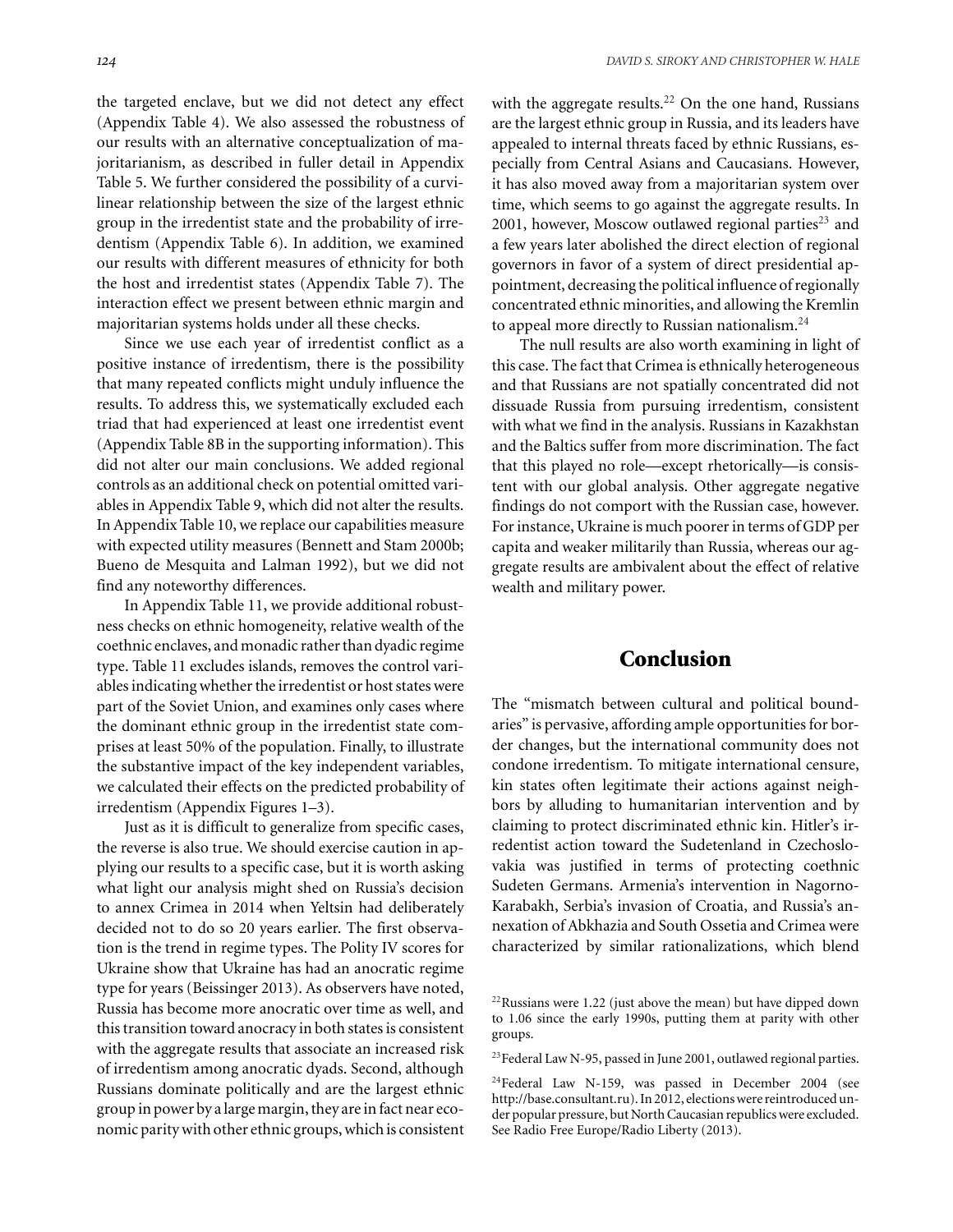the targeted enclave, but we did not detect any effect (Appendix Table 4). We also assessed the robustness of our results with an alternative conceptualization of majoritarianism, as described in fuller detail in Appendix Table 5. We further considered the possibility of a curvilinear relationship between the size of the largest ethnic group in the irredentist state and the probability of irredentism (Appendix Table 6). In addition, we examined our results with different measures of ethnicity for both the host and irredentist states (Appendix Table 7). The interaction effect we present between ethnic margin and majoritarian systems holds under all these checks.

Since we use each year of irredentist conflict as a positive instance of irredentism, there is the possibility that many repeated conflicts might unduly influence the results. To address this, we systematically excluded each triad that had experienced at least one irredentist event (Appendix Table 8B in the supporting information). This did not alter our main conclusions. We added regional controls as an additional check on potential omitted variables in Appendix Table 9, which did not alter the results. In Appendix Table 10, we replace our capabilities measure with expected utility measures (Bennett and Stam 2000b; Bueno de Mesquita and Lalman 1992), but we did not find any noteworthy differences.

In Appendix Table 11, we provide additional robustness checks on ethnic homogeneity, relative wealth of the coethnic enclaves, and monadic rather than dyadic regime type. Table 11 excludes islands, removes the control variables indicating whether the irredentist or host states were part of the Soviet Union, and examines only cases where the dominant ethnic group in the irredentist state comprises at least 50% of the population. Finally, to illustrate the substantive impact of the key independent variables, we calculated their effects on the predicted probability of irredentism (Appendix Figures 1–3).

Just as it is difficult to generalize from specific cases, the reverse is also true. We should exercise caution in applying our results to a specific case, but it is worth asking what light our analysis might shed on Russia's decision to annex Crimea in 2014 when Yeltsin had deliberately decided not to do so 20 years earlier. The first observation is the trend in regime types. The Polity IV scores for Ukraine show that Ukraine has had an anocratic regime type for years (Beissinger 2013). As observers have noted, Russia has become more anocratic over time as well, and this transition toward anocracy in both states is consistent with the aggregate results that associate an increased risk of irredentism among anocratic dyads. Second, although Russians dominate politically and are the largest ethnic group in power by a large margin, they are in fact near economic parity with other ethnic groups, which is consistent with the aggregate results.[22] On the one hand, Russians are the largest ethnic group in Russia, and its leaders have appealed to internal threats faced by ethnic Russians, especially from Central Asians and Caucasians. However, it has also moved away from a majoritarian system over time, which seems to go against the aggregate results. In 2001, however, Moscow outlawed regional parties[23] and a few years later abolished the direct election of regional governors in favor of a system of direct presidential appointment, decreasing the political influence of regionally concentrated ethnic minorities, and allowing the Kremlin to appeal more directly to Russian nationalism.[24]

The null results are also worth examining in light of this case. The fact that Crimea is ethnically heterogeneous and that Russians are not spatially concentrated did not dissuade Russia from pursuing irredentism, consistent with what we find in the analysis. Russians in Kazakhstan and the Baltics suffer from more discrimination. The fact that this played no role—except rhetorically—is consistent with our global analysis. Other aggregate negative findings do not comport with the Russian case, however. For instance, Ukraine is much poorer in terms of GDP per capita and weaker militarily than Russia, whereas our aggregate results are ambivalent about the effect of relative wealth and military power.

## Conclusion

The "mismatch between cultural and political boundaries" is pervasive, affording ample opportunities for border changes, but the international community does not condone irredentism. To mitigate international censure, kin states often legitimate their actions against neighbors by alluding to humanitarian intervention and by claiming to protect discriminated ethnic kin. Hitler's irredentist action toward the Sudetenland in Czechoslovakia was justified in terms of protecting coethnic Sudeten Germans. Armenia's intervention in Nagorno-Karabakh, Serbia's invasion of Croatia, and Russia's annexation of Abkhazia and South Ossetia and Crimea were characterized by similar rationalizations, which blend

[22] Russians were 1.22 (just above the mean) but have dipped down to 1.06 since the early 1990s, putting them at parity with other groups.

[23] Federal Law N-95, passed in June 2001, outlawed regional parties.

[24] Federal Law N-159, was passed in December 2004 (see http://base.consultant.ru). In 2012, elections were reintroduced under popular pressure, but North Caucasian republics were excluded. See Radio Free Europe/Radio Liberty (2013).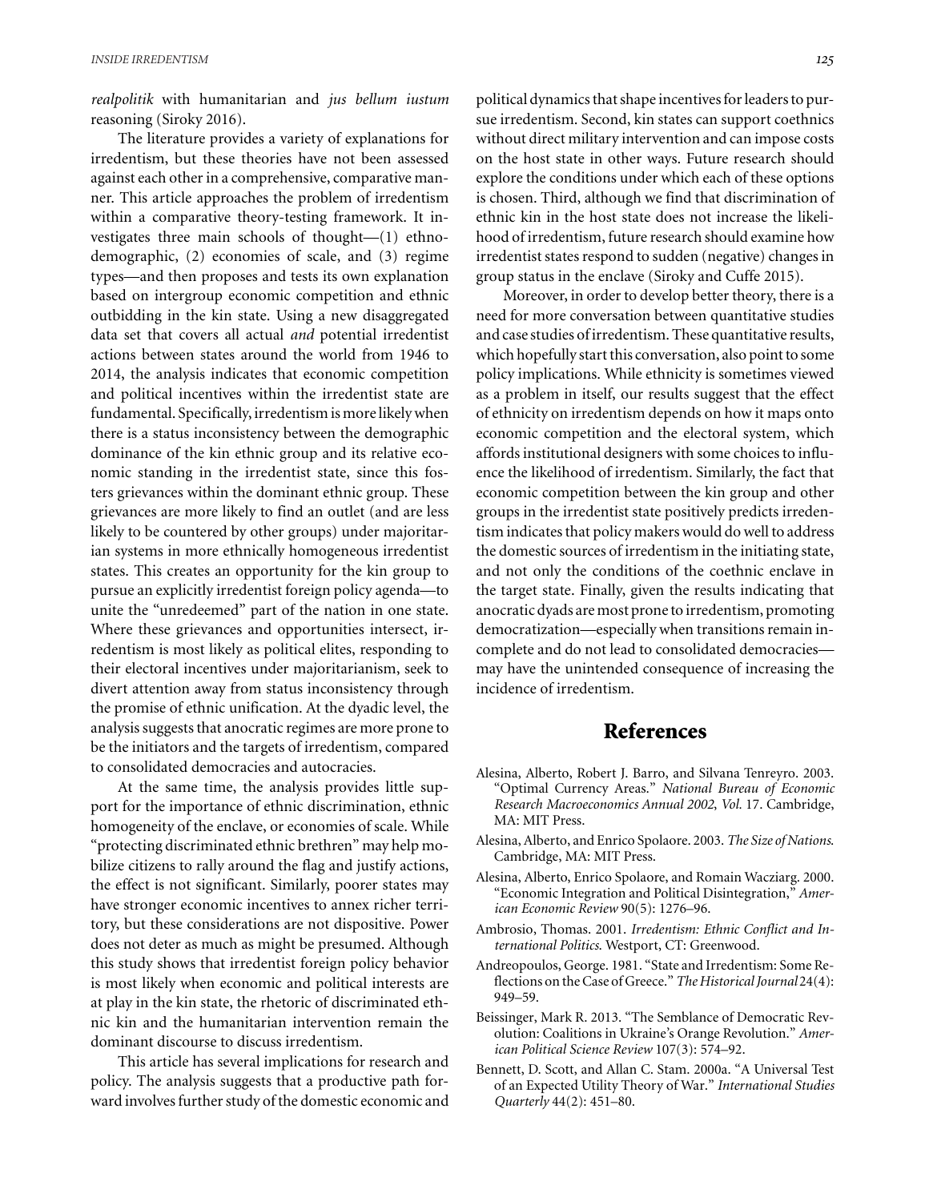*realpolitik* with humanitarian and *jus bellum iustum* reasoning (Siroky 2016).

The literature provides a variety of explanations for irredentism, but these theories have not been assessed against each other in a comprehensive, comparative manner. This article approaches the problem of irredentism within a comparative theory-testing framework. It investigates three main schools of thought—(1) ethnodemographic, (2) economies of scale, and (3) regime types—and then proposes and tests its own explanation based on intergroup economic competition and ethnic outbidding in the kin state. Using a new disaggregated data set that covers all actual *and* potential irredentist actions between states around the world from 1946 to 2014, the analysis indicates that economic competition and political incentives within the irredentist state are fundamental. Specifically, irredentism is more likely when there is a status inconsistency between the demographic dominance of the kin ethnic group and its relative economic standing in the irredentist state, since this fosters grievances within the dominant ethnic group. These grievances are more likely to find an outlet (and are less likely to be countered by other groups) under majoritarian systems in more ethnically homogeneous irredentist states. This creates an opportunity for the kin group to pursue an explicitly irredentist foreign policy agenda—to unite the "unredeemed" part of the nation in one state. Where these grievances and opportunities intersect, irredentism is most likely as political elites, responding to their electoral incentives under majoritarianism, seek to divert attention away from status inconsistency through the promise of ethnic unification. At the dyadic level, the analysis suggests that anocratic regimes are more prone to be the initiators and the targets of irredentism, compared to consolidated democracies and autocracies.

At the same time, the analysis provides little support for the importance of ethnic discrimination, ethnic homogeneity of the enclave, or economies of scale. While "protecting discriminated ethnic brethren" may help mobilize citizens to rally around the flag and justify actions, the effect is not significant. Similarly, poorer states may have stronger economic incentives to annex richer territory, but these considerations are not dispositive. Power does not deter as much as might be presumed. Although this study shows that irredentist foreign policy behavior is most likely when economic and political interests are at play in the kin state, the rhetoric of discriminated ethnic kin and the humanitarian intervention remain the dominant discourse to discuss irredentism.

This article has several implications for research and policy. The analysis suggests that a productive path forward involves further study of the domestic economic and political dynamics that shape incentives for leaders to pursue irredentism. Second, kin states can support coethnics without direct military intervention and can impose costs on the host state in other ways. Future research should explore the conditions under which each of these options is chosen. Third, although we find that discrimination of ethnic kin in the host state does not increase the likelihood of irredentism, future research should examine how irredentist states respond to sudden (negative) changes in group status in the enclave (Siroky and Cuffe 2015).

Moreover, in order to develop better theory, there is a need for more conversation between quantitative studies and case studies of irredentism. These quantitative results, which hopefully start this conversation, also point to some policy implications. While ethnicity is sometimes viewed as a problem in itself, our results suggest that the effect of ethnicity on irredentism depends on how it maps onto economic competition and the electoral system, which affords institutional designers with some choices to influence the likelihood of irredentism. Similarly, the fact that economic competition between the kin group and other groups in the irredentist state positively predicts irredentism indicates that policy makers would do well to address the domestic sources of irredentism in the initiating state, and not only the conditions of the coethnic enclave in the target state. Finally, given the results indicating that anocratic dyads are most prone to irredentism, promoting democratization—especially when transitions remain incomplete and do not lead to consolidated democracies—may have the unintended consequence of increasing the incidence of irredentism.

## References

Alesina, Alberto, Robert J. Barro, and Silvana Tenreyro. 2003. "Optimal Currency Areas." *National Bureau of Economic Research Macroeconomics Annual 2002, Vol.* 17. Cambridge, MA: MIT Press.

Alesina, Alberto, and Enrico Spolaore. 2003. *The Size of Nations.* Cambridge, MA: MIT Press.

Alesina, Alberto, Enrico Spolaore, and Romain Wacziarg. 2000. "Economic Integration and Political Disintegration," *American Economic Review* 90(5): 1276–96.

Ambrosio, Thomas. 2001. *Irredentism: Ethnic Conflict and International Politics.* Westport, CT: Greenwood.

Andreopoulos, George. 1981. "State and Irredentism: Some Reflections on the Case of Greece." *The Historical Journal* 24(4): 949–59.

Beissinger, Mark R. 2013. "The Semblance of Democratic Revolution: Coalitions in Ukraine's Orange Revolution." *American Political Science Review* 107(3): 574–92.

Bennett, D. Scott, and Allan C. Stam. 2000a. "A Universal Test of an Expected Utility Theory of War." *International Studies Quarterly* 44(2): 451–80.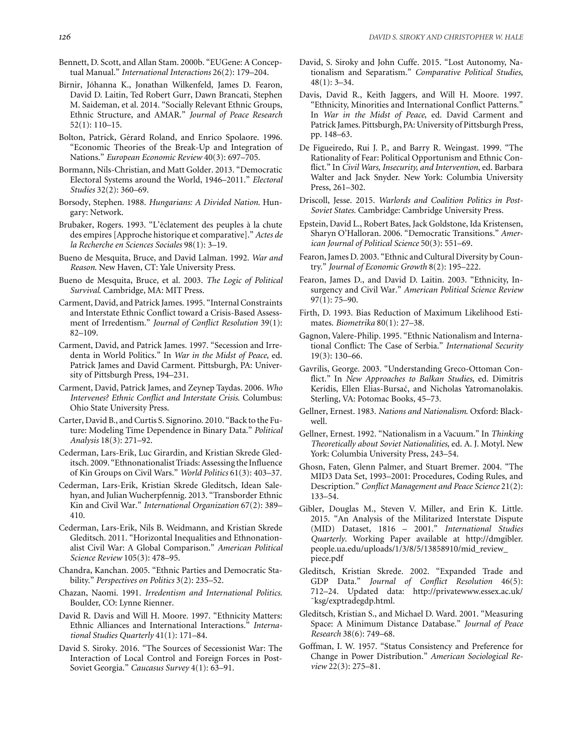Bennett, D. Scott, and Allan Stam. 2000b. "EUGene: A Conceptual Manual." *International Interactions* 26(2): 179–204.

Birnir, Jóhanna K., Jonathan Wilkenfeld, James D. Fearon, David D. Laitin, Ted Robert Gurr, Dawn Brancati, Stephen M. Saideman, et al. 2014. "Socially Relevant Ethnic Groups, Ethnic Structure, and AMAR." *Journal of Peace Research* 52(1): 110–15.

Bolton, Patrick, Gérard Roland, and Enrico Spolaore. 1996. "Economic Theories of the Break-Up and Integration of Nations." *European Economic Review* 40(3): 697–705.

Bormann, Nils-Christian, and Matt Golder. 2013. "Democratic Electoral Systems around the World, 1946–2011." *Electoral Studies* 32(2): 360–69.

Borsody, Stephen. 1988. *Hungarians: A Divided Nation.* Hungary: Network.

Brubaker, Rogers. 1993. "L'éclatement des peuples à la chute des empires [Approche historique et comparative]." *Actes de la Recherche en Sciences Sociales* 98(1): 3–19.

Bueno de Mesquita, Bruce, and David Lalman. 1992. *War and Reason.* New Haven, CT: Yale University Press.

Bueno de Mesquita, Bruce, et al. 2003. *The Logic of Political Survival.* Cambridge, MA: MIT Press.

Carment, David, and Patrick James. 1995. "Internal Constraints and Interstate Ethnic Conflict toward a Crisis-Based Assessment of Irredentism." *Journal of Conflict Resolution* 39(1): 82–109.

Carment, David, and Patrick James. 1997. "Secession and Irredenta in World Politics." In *War in the Midst of Peace*, ed. Patrick James and David Carment. Pittsburgh, PA: University of Pittsburgh Press, 194–231.

Carment, David, Patrick James, and Zeynep Taydas. 2006. *Who Intervenes? Ethnic Conflict and Interstate Crisis.* Columbus: Ohio State University Press.

Carter, David B., and Curtis S. Signorino. 2010. "Back to the Future: Modeling Time Dependence in Binary Data." *Political Analysis* 18(3): 271–92.

Cederman, Lars-Erik, Luc Girardin, and Kristian Skrede Gleditsch. 2009. "Ethnonationalist Triads: Assessing the Influence of Kin Groups on Civil Wars." *World Politics* 61(3): 403–37.

Cederman, Lars-Erik, Kristian Skrede Gleditsch, Idean Salehyan, and Julian Wucherpfennig. 2013. "Transborder Ethnic Kin and Civil War." *International Organization* 67(2): 389–410.

Cederman, Lars-Erik, Nils B. Weidmann, and Kristian Skrede Gleditsch. 2011. "Horizontal Inequalities and Ethnonationalist Civil War: A Global Comparison." *American Political Science Review* 105(3): 478–95.

Chandra, Kanchan. 2005. "Ethnic Parties and Democratic Stability." *Perspectives on Politics* 3(2): 235–52.

Chazan, Naomi. 1991. *Irredentism and International Politics.* Boulder, CO: Lynne Rienner.

David R. Davis and Will H. Moore. 1997. "Ethnicity Matters: Ethnic Alliances and International Interactions." *International Studies Quarterly* 41(1): 171–84.

David S. Siroky. 2016. "The Sources of Secessionist War: The Interaction of Local Control and Foreign Forces in Post-Soviet Georgia." *Caucasus Survey* 4(1): 63–91.

David, S. Siroky and John Cuffe. 2015. "Lost Autonomy, Nationalism and Separatism." *Comparative Political Studies*, 48(1): 3–34.

Davis, David R., Keith Jaggers, and Will H. Moore. 1997. "Ethnicity, Minorities and International Conflict Patterns." In *War in the Midst of Peace*, ed. David Carment and Patrick James. Pittsburgh, PA: University of Pittsburgh Press, pp. 148–63.

De Figueiredo, Rui J. P., and Barry R. Weingast. 1999. "The Rationality of Fear: Political Opportunism and Ethnic Conflict." In *Civil Wars, Insecurity, and Intervention*, ed. Barbara Walter and Jack Snyder. New York: Columbia University Press, 261–302.

Driscoll, Jesse. 2015. *Warlords and Coalition Politics in Post-Soviet States.* Cambridge: Cambridge University Press.

Epstein, David L., Robert Bates, Jack Goldstone, Ida Kristensen, Sharyn O'Halloran. 2006. "Democratic Transitions." *American Journal of Political Science* 50(3): 551–69.

Fearon, James D. 2003. "Ethnic and Cultural Diversity by Country." *Journal of Economic Growth* 8(2): 195–222.

Fearon, James D., and David D. Laitin. 2003. "Ethnicity, Insurgency and Civil War." *American Political Science Review* 97(1): 75–90.

Firth, D. 1993. Bias Reduction of Maximum Likelihood Estimates. *Biometrika* 80(1): 27–38.

Gagnon, Valere-Philip. 1995. "Ethnic Nationalism and International Conflict: The Case of Serbia." *International Security* 19(3): 130–66.

Gavrilis, George. 2003. "Understanding Greco-Ottoman Conflict." In *New Approaches to Balkan Studies*, ed. Dimitris Keridis, Ellen Elias-Bursać, and Nicholas Yatromanolakis. Sterling, VA: Potomac Books, 45–73.

Gellner, Ernest. 1983. *Nations and Nationalism.* Oxford: Blackwell.

Gellner, Ernest. 1992. "Nationalism in a Vacuum." In *Thinking Theoretically about Soviet Nationalities*, ed. A. J. Motyl. New York: Columbia University Press, 243–54.

Ghosn, Faten, Glenn Palmer, and Stuart Bremer. 2004. "The MID3 Data Set, 1993–2001: Procedures, Coding Rules, and Description." *Conflict Management and Peace Science* 21(2): 133–54.

Gibler, Douglas M., Steven V. Miller, and Erin K. Little. 2015. "An Analysis of the Militarized Interstate Dispute (MID) Dataset, 1816 – 2001." *International Studies Quarterly*. Working Paper available at http://dmgibler.people.ua.edu/uploads/1/3/8/5/13858910/mid_review_piece.pdf

Gleditsch, Kristian Skrede. 2002. "Expanded Trade and GDP Data." *Journal of Conflict Resolution* 46(5): 712–24. Updated data: http://privatewww.essex.ac.uk/~ksg/exptradegdp.html.

Gleditsch, Kristian S., and Michael D. Ward. 2001. "Measuring Space: A Minimum Distance Database." *Journal of Peace Research* 38(6): 749–68.

Goffman, I. W. 1957. "Status Consistency and Preference for Change in Power Distribution." *American Sociological Review* 22(3): 275–81.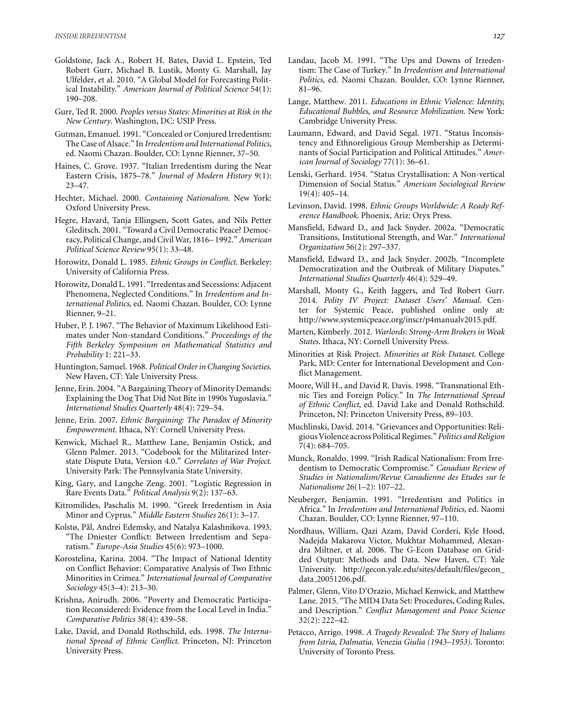Goldstone, Jack A., Robert H. Bates, David L. Epstein, Ted Robert Gurr, Michael B. Lustik, Monty G. Marshall, Jay Ulfelder, et al. 2010. "A Global Model for Forecasting Political Instability." *American Journal of Political Science* 54(1): 190–208.

Gurr, Ted R. 2000. *Peoples versus States: Minorities at Risk in the New Century*. Washington, DC: USIP Press.

Gutman, Emanuel. 1991. "Concealed or Conjured Irredentism: The Case of Alsace." In *Irredentism and International Politics*, ed. Naomi Chazan. Boulder, CO: Lynne Rienner, 37–50.

Haines, C. Grove. 1937. "Italian Irredentism during the Near Eastern Crisis, 1875–78." *Journal of Modern History* 9(1): 23–47.

Hechter, Michael. 2000. *Containing Nationalism*. New York: Oxford University Press.

Hegre, Havard, Tanja Ellingsen, Scott Gates, and Nils Petter Gleditsch. 2001. "Toward a Civil Democratic Peace? Democracy, Political Change, and Civil War, 1816– 1992." *American Political Science Review* 95(1): 33–48.

Horowitz, Donald L. 1985. *Ethnic Groups in Conflict*. Berkeley: University of California Press.

Horowitz, Donald L. 1991. "Irredentas and Secessions: Adjacent Phenomena, Neglected Conditions." In *Irredentism and International Politics*, ed. Naomi Chazan. Boulder, CO: Lynne Rienner, 9–21.

Huber, P. J. 1967. "The Behavior of Maximum Likelihood Estimates under Non-standard Conditions." *Proceedings of the Fifth Berkeley Symposium on Mathematical Statistics and Probability* 1: 221–33.

Huntington, Samuel. 1968. *Political Order in Changing Societies*. New Haven, CT: Yale University Press.

Jenne, Erin. 2004. "A Bargaining Theory of Minority Demands: Explaining the Dog That Did Not Bite in 1990s Yugoslavia." *International Studies Quarterly* 48(4): 729–54.

Jenne, Erin. 2007. *Ethnic Bargaining: The Paradox of Minority Empowerment*. Ithaca, NY: Cornell University Press.

Kenwick, Michael R., Matthew Lane, Benjamin Ostick, and Glenn Palmer. 2013. "Codebook for the Militarized Interstate Dispute Data, Version 4.0." *Correlates of War Project*. University Park: The Pennsylvania State University.

King, Gary, and Langche Zeng. 2001. "Logistic Regression in Rare Events Data." *Political Analysis* 9(2): 137–63.

Kitromilides, Paschalis M. 1990. "Greek Irredentism in Asia Minor and Cyprus." *Middle Eastern Studies* 26(1): 3–17.

Kolstø, Pål, Andrei Edemsky, and Natalya Kalashnikova. 1993. "The Dniester Conflict: Between Irredentism and Separatism." *Europe-Asia Studies* 45(6): 973–1000.

Korostelina, Karina. 2004. "The Impact of National Identity on Conflict Behavior: Comparative Analysis of Two Ethnic Minorities in Crimea." *International Journal of Comparative Sociology* 45(3–4): 213–30.

Krishna, Anirudh. 2006. "Poverty and Democratic Participation Reconsidered: Evidence from the Local Level in India." *Comparative Politics* 38(4): 439–58.

Lake, David, and Donald Rothschild, eds. 1998. *The International Spread of Ethnic Conflict*. Princeton, NJ: Princeton University Press.

Landau, Jacob M. 1991. "The Ups and Downs of Irredentism: The Case of Turkey." In *Irredentism and International Politics*, ed. Naomi Chazan. Boulder, CO: Lynne Rienner, 81–96.

Lange, Matthew. 2011. *Educations in Ethnic Violence: Identity, Educational Bubbles, and Resource Mobilization*. New York: Cambridge University Press.

Laumann, Edward, and David Segal. 1971. "Status Inconsistency and Ethnoreligious Group Membership as Determinants of Social Participation and Political Attitudes." *American Journal of Sociology* 77(1): 36–61.

Lenski, Gerhard. 1954. "Status Crystallisation: A Non-vertical Dimension of Social Status." *American Sociological Review* 19(4): 405–14.

Levinson, David. 1998. *Ethnic Groups Worldwide: A Ready Reference Handbook*. Phoenix, Ariz: Oryx Press.

Mansfield, Edward D., and Jack Snyder. 2002a. "Democratic Transitions, Institutional Strength, and War." *International Organization* 56(2): 297–337.

Mansfield, Edward D., and Jack Snyder. 2002b. "Incomplete Democratization and the Outbreak of Military Disputes." *International Studies Quarterly* 46(4): 529–49.

Marshall, Monty G., Keith Jaggers, and Ted Robert Gurr. 2014. *Polity IV Project: Dataset Users' Manual*. Center for Systemic Peace, published online only at: http://www.systemicpeace.org/inscr/p4manualv2015.pdf.

Marten, Kimberly. 2012. *Warlords: Strong-Arm Brokers in Weak States*. Ithaca, NY: Cornell University Press.

Minorities at Risk Project. *Minorities at Risk Dataset*. College Park, MD: Center for International Development and Conflict Management.

Moore, Will H., and David R. Davis. 1998. "Transnational Ethnic Ties and Foreign Policy." In *The International Spread of Ethnic Conflict*, ed. David Lake and Donald Rothschild. Princeton, NJ: Princeton University Press, 89–103.

Muchlinski, David. 2014. "Grievances and Opportunities: Religious Violence across Political Regimes." *Politics and Religion* 7(4): 684–705.

Munck, Ronaldo. 1999. "Irish Radical Nationalism: From Irredentism to Democratic Compromise." *Canadian Review of Studies in Nationalism/Revue Canadienne des Etudes sur le Nationalisme* 26(1–2): 107–22.

Neuberger, Benjamin. 1991. "Irredentism and Politics in Africa." In *Irredentism and International Politics*, ed. Naomi Chazan. Boulder, CO: Lynne Rienner, 97–110.

Nordhaus, William, Qazi Azam, David Corderi, Kyle Hood, Nadejda Makarova Victor, Mukhtar Mohammed, Alexandra Miltner, et al. 2006. The G-Econ Database on Gridded Output: Methods and Data. New Haven, CT: Yale University. http://gecon.yale.edu/sites/default/files/gecon_data_20051206.pdf.

Palmer, Glenn, Vito D'Orazio, Michael Kenwick, and Matthew Lane. 2015. "The MID4 Data Set: Procedures, Coding Rules, and Description." *Conflict Management and Peace Science* 32(2): 222–42.

Petacco, Arrigo. 1998. *A Tragedy Revealed: The Story of Italians from Istria, Dalmatia, Venezia Giulia (1943–1953)*. Toronto: University of Toronto Press.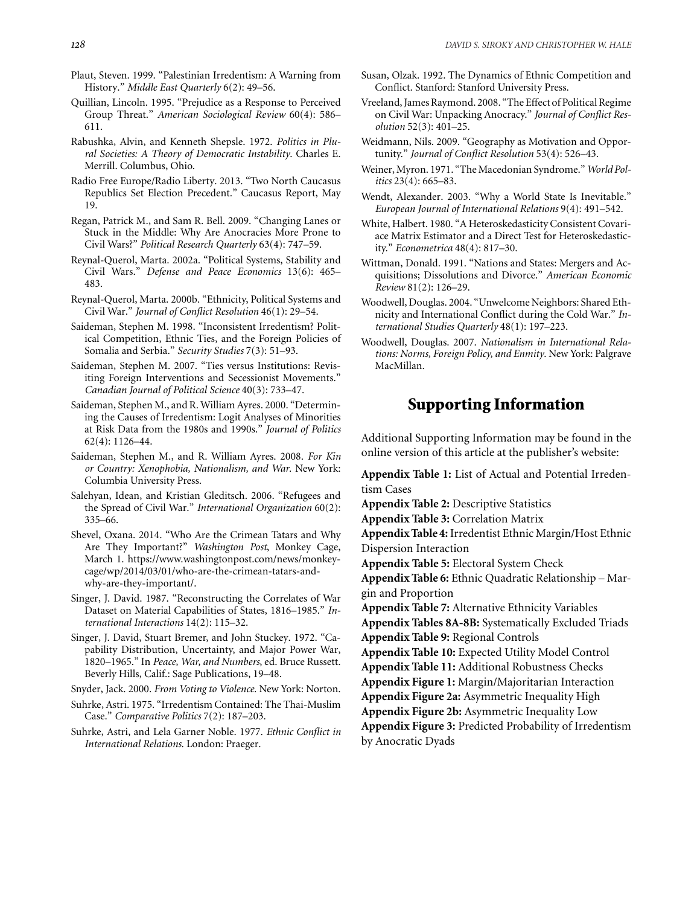Plaut, Steven. 1999. "Palestinian Irredentism: A Warning from History." *Middle East Quarterly* 6(2): 49–56.

Quillian, Lincoln. 1995. "Prejudice as a Response to Perceived Group Threat." *American Sociological Review* 60(4): 586–611.

Rabushka, Alvin, and Kenneth Shepsle. 1972. *Politics in Plural Societies: A Theory of Democratic Instability*. Charles E. Merrill. Columbus, Ohio.

Radio Free Europe/Radio Liberty. 2013. "Two North Caucasus Republics Set Election Precedent." Caucasus Report, May 19.

Regan, Patrick M., and Sam R. Bell. 2009. "Changing Lanes or Stuck in the Middle: Why Are Anocracies More Prone to Civil Wars?" *Political Research Quarterly* 63(4): 747–59.

Reynal-Querol, Marta. 2002a. "Political Systems, Stability and Civil Wars." *Defense and Peace Economics* 13(6): 465–483.

Reynal-Querol, Marta. 2000b. "Ethnicity, Political Systems and Civil War." *Journal of Conflict Resolution* 46(1): 29–54.

Saideman, Stephen M. 1998. "Inconsistent Irredentism? Political Competition, Ethnic Ties, and the Foreign Policies of Somalia and Serbia." *Security Studies* 7(3): 51–93.

Saideman, Stephen M. 2007. "Ties versus Institutions: Revisiting Foreign Interventions and Secessionist Movements." *Canadian Journal of Political Science* 40(3): 733–47.

Saideman, Stephen M., and R. William Ayres. 2000. "Determining the Causes of Irredentism: Logit Analyses of Minorities at Risk Data from the 1980s and 1990s." *Journal of Politics* 62(4): 1126–44.

Saideman, Stephen M., and R. William Ayres. 2008. *For Kin or Country: Xenophobia, Nationalism, and War*. New York: Columbia University Press.

Salehyan, Idean, and Kristian Gleditsch. 2006. "Refugees and the Spread of Civil War." *International Organization* 60(2): 335–66.

Shevel, Oxana. 2014. "Who Are the Crimean Tatars and Why Are They Important?" *Washington Post*, Monkey Cage, March 1. https://www.washingtonpost.com/news/monkey-cage/wp/2014/03/01/who-are-the-crimean-tatars-and-why-are-they-important/.

Singer, J. David. 1987. "Reconstructing the Correlates of War Dataset on Material Capabilities of States, 1816–1985." *International Interactions* 14(2): 115–32.

Singer, J. David, Stuart Bremer, and John Stuckey. 1972. "Capability Distribution, Uncertainty, and Major Power War, 1820–1965." In *Peace, War, and Numbers*, ed. Bruce Russett. Beverly Hills, Calif.: Sage Publications, 19–48.

Snyder, Jack. 2000. *From Voting to Violence*. New York: Norton.

Suhrke, Astri. 1975. "Irredentism Contained: The Thai-Muslim Case." *Comparative Politics* 7(2): 187–203.

Suhrke, Astri, and Lela Garner Noble. 1977. *Ethnic Conflict in International Relations*. London: Praeger.

Susan, Olzak. 1992. The Dynamics of Ethnic Competition and Conflict. Stanford: Stanford University Press.

Vreeland, James Raymond. 2008. "The Effect of Political Regime on Civil War: Unpacking Anocracy." *Journal of Conflict Resolution* 52(3): 401–25.

Weidmann, Nils. 2009. "Geography as Motivation and Opportunity." *Journal of Conflict Resolution* 53(4): 526–43.

Weiner, Myron. 1971. "The Macedonian Syndrome." *World Politics* 23(4): 665–83.

Wendt, Alexander. 2003. "Why a World State Is Inevitable." *European Journal of International Relations* 9(4): 491–542.

White, Halbert. 1980. "A Heteroskedasticity Consistent Covariace Matrix Estimator and a Direct Test for Heteroskedasticity." *Econometrica* 48(4): 817–30.

Wittman, Donald. 1991. "Nations and States: Mergers and Acquisitions; Dissolutions and Divorce." *American Economic Review* 81(2): 126–29.

Woodwell, Douglas. 2004. "Unwelcome Neighbors: Shared Ethnicity and International Conflict during the Cold War." *International Studies Quarterly* 48(1): 197–223.

Woodwell, Douglas. 2007. *Nationalism in International Relations: Norms, Foreign Policy, and Enmity*. New York: Palgrave MacMillan.

## Supporting Information

Additional Supporting Information may be found in the online version of this article at the publisher's website:

**Appendix Table 1:** List of Actual and Potential Irredentism Cases
**Appendix Table 2:** Descriptive Statistics
**Appendix Table 3:** Correlation Matrix
**Appendix Table 4:** Irredentist Ethnic Margin/Host Ethnic Dispersion Interaction
**Appendix Table 5:** Electoral System Check
**Appendix Table 6:** Ethnic Quadratic Relationship – Margin and Proportion
**Appendix Table 7:** Alternative Ethnicity Variables
**Appendix Tables 8A-8B:** Systematically Excluded Triads
**Appendix Table 9:** Regional Controls
**Appendix Table 10:** Expected Utility Model Control
**Appendix Table 11:** Additional Robustness Checks
**Appendix Figure 1:** Margin/Majoritarian Interaction
**Appendix Figure 2a:** Asymmetric Inequality High
**Appendix Figure 2b:** Asymmetric Inequality Low
**Appendix Figure 3:** Predicted Probability of Irredentism by Anocratic Dyads